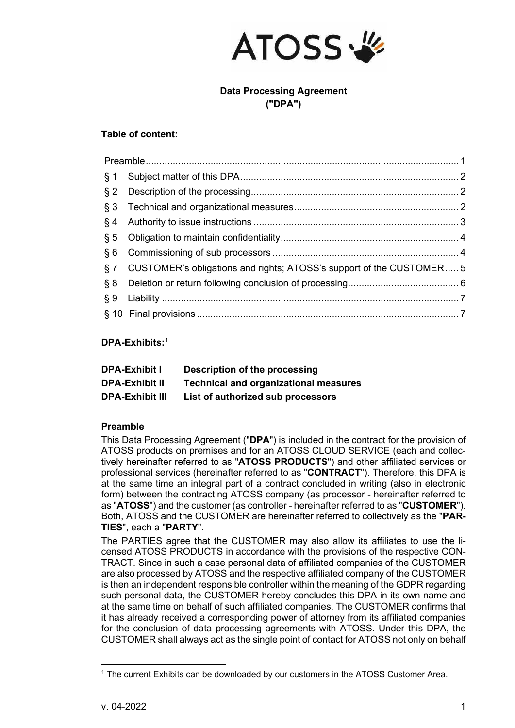ATOSS

# Data Processing Agreement ("DPA")

**Table of content:**

| | | |
|---|---|---|
| Preamble | | 1 |
| § 1 | Subject matter of this DPA | 2 |
| § 2 | Description of the processing | 2 |
| § 3 | Technical and organizational measures | 2 |
| § 4 | Authority to issue instructions | 3 |
| § 5 | Obligation to maintain confidentiality | 4 |
| § 6 | Commissioning of sub processors | 4 |
| § 7 | CUSTOMER's obligations and rights; ATOSS's support of the CUSTOMER | 5 |
| § 8 | Deletion or return following conclusion of processing | 6 |
| § 9 | Liability | 7 |
| § 10 | Final provisions | 7 |

**DPA-Exhibits:[1]**

| | |
|---|---|
| **DPA-Exhibit I** | **Description of the processing** |
| **DPA-Exhibit II** | **Technical and organizational measures** |
| **DPA-Exhibit III** | **List of authorized sub processors** |

## Preamble

This Data Processing Agreement ("**DPA**") is included in the contract for the provision of ATOSS products on premises and for an ATOSS CLOUD SERVICE (each and collectively hereinafter referred to as "**ATOSS PRODUCTS**") and other affiliated services or professional services (hereinafter referred to as "**CONTRACT**"). Therefore, this DPA is at the same time an integral part of a contract concluded in writing (also in electronic form) between the contracting ATOSS company (as processor - hereinafter referred to as "**ATOSS**") and the customer (as controller - hereinafter referred to as "**CUSTOMER**"). Both, ATOSS and the CUSTOMER are hereinafter referred to collectively as the "**PARTIES**", each a "**PARTY**".

The PARTIES agree that the CUSTOMER may also allow its affiliates to use the licensed ATOSS PRODUCTS in accordance with the provisions of the respective CONTRACT. Since in such a case personal data of affiliated companies of the CUSTOMER are also processed by ATOSS and the respective affiliated company of the CUSTOMER is then an independent responsible controller within the meaning of the GDPR regarding such personal data, the CUSTOMER hereby concludes this DPA in its own name and at the same time on behalf of such affiliated companies. The CUSTOMER confirms that it has already received a corresponding power of attorney from its affiliated companies for the conclusion of data processing agreements with ATOSS. Under this DPA, the CUSTOMER shall always act as the single point of contact for ATOSS not only on behalf

---

[1] The current Exhibits can be downloaded by our customers in the ATOSS Customer Area.

v. 04-2022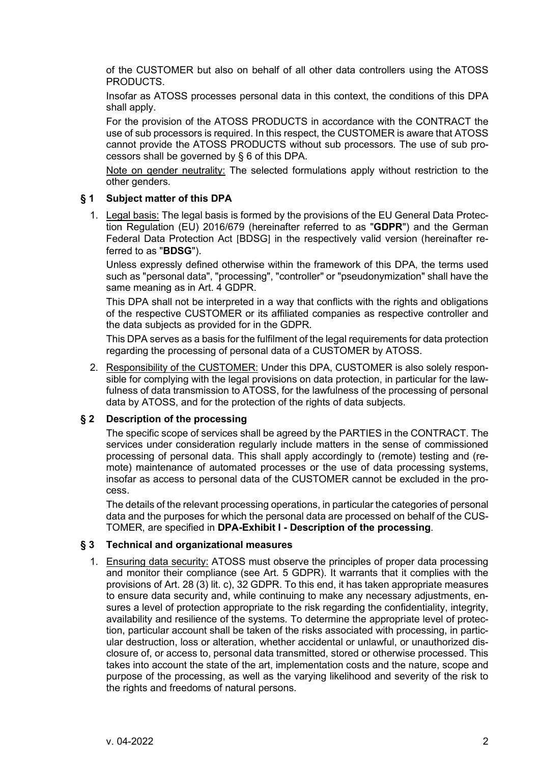of the CUSTOMER but also on behalf of all other data controllers using the ATOSS PRODUCTS.

Insofar as ATOSS processes personal data in this context, the conditions of this DPA shall apply.

For the provision of the ATOSS PRODUCTS in accordance with the CONTRACT the use of sub processors is required. In this respect, the CUSTOMER is aware that ATOSS cannot provide the ATOSS PRODUCTS without sub processors. The use of sub processors shall be governed by § 6 of this DPA.

Note on gender neutrality: The selected formulations apply without restriction to the other genders.

## § 1 Subject matter of this DPA

1. Legal basis: The legal basis is formed by the provisions of the EU General Data Protection Regulation (EU) 2016/679 (hereinafter referred to as "**GDPR**") and the German Federal Data Protection Act [BDSG] in the respectively valid version (hereinafter referred to as "**BDSG**").

   Unless expressly defined otherwise within the framework of this DPA, the terms used such as "personal data", "processing", "controller" or "pseudonymization" shall have the same meaning as in Art. 4 GDPR.

   This DPA shall not be interpreted in a way that conflicts with the rights and obligations of the respective CUSTOMER or its affiliated companies as respective controller and the data subjects as provided for in the GDPR.

   This DPA serves as a basis for the fulfilment of the legal requirements for data protection regarding the processing of personal data of a CUSTOMER by ATOSS.

2. Responsibility of the CUSTOMER: Under this DPA, CUSTOMER is also solely responsible for complying with the legal provisions on data protection, in particular for the lawfulness of data transmission to ATOSS, for the lawfulness of the processing of personal data by ATOSS, and for the protection of the rights of data subjects.

## § 2 Description of the processing

The specific scope of services shall be agreed by the PARTIES in the CONTRACT. The services under consideration regularly include matters in the sense of commissioned processing of personal data. This shall apply accordingly to (remote) testing and (remote) maintenance of automated processes or the use of data processing systems, insofar as access to personal data of the CUSTOMER cannot be excluded in the process.

The details of the relevant processing operations, in particular the categories of personal data and the purposes for which the personal data are processed on behalf of the CUSTOMER, are specified in **DPA-Exhibit I - Description of the processing**.

## § 3 Technical and organizational measures

1. Ensuring data security: ATOSS must observe the principles of proper data processing and monitor their compliance (see Art. 5 GDPR). It warrants that it complies with the provisions of Art. 28 (3) lit. c), 32 GDPR. To this end, it has taken appropriate measures to ensure data security and, while continuing to make any necessary adjustments, ensures a level of protection appropriate to the risk regarding the confidentiality, integrity, availability and resilience of the systems. To determine the appropriate level of protection, particular account shall be taken of the risks associated with processing, in particular destruction, loss or alteration, whether accidental or unlawful, or unauthorized disclosure of, or access to, personal data transmitted, stored or otherwise processed. This takes into account the state of the art, implementation costs and the nature, scope and purpose of the processing, as well as the varying likelihood and severity of the risk to the rights and freedoms of natural persons.

v. 04-2022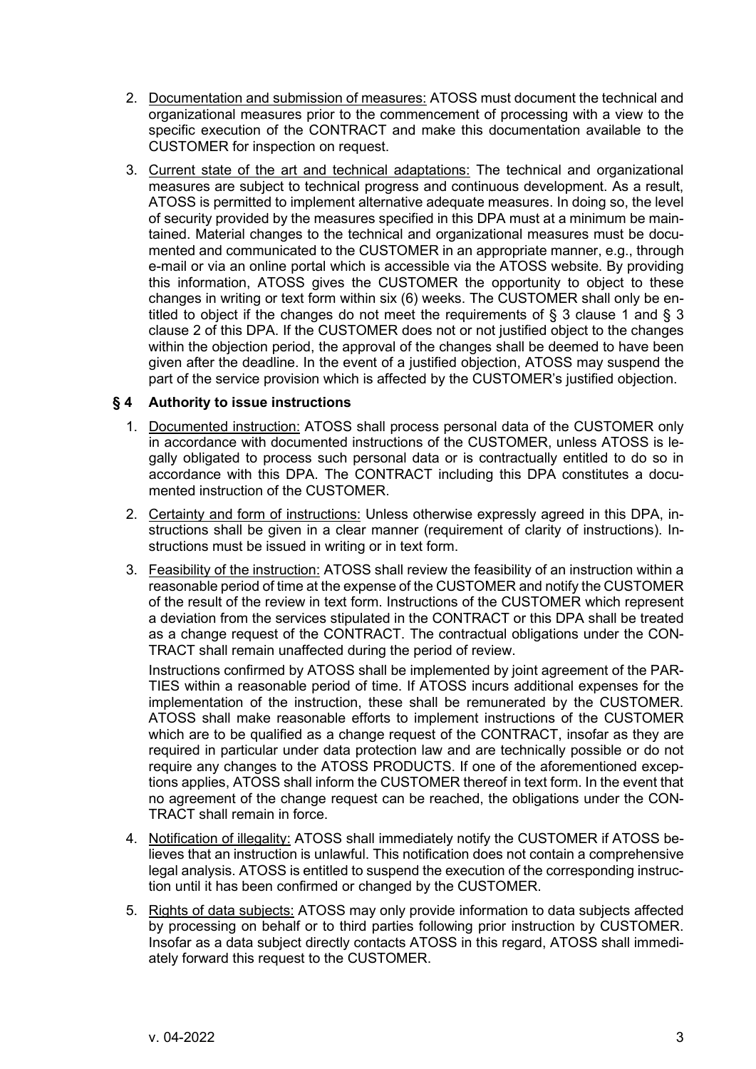2. Documentation and submission of measures: ATOSS must document the technical and organizational measures prior to the commencement of processing with a view to the specific execution of the CONTRACT and make this documentation available to the CUSTOMER for inspection on request.

3. Current state of the art and technical adaptations: The technical and organizational measures are subject to technical progress and continuous development. As a result, ATOSS is permitted to implement alternative adequate measures. In doing so, the level of security provided by the measures specified in this DPA must at a minimum be maintained. Material changes to the technical and organizational measures must be documented and communicated to the CUSTOMER in an appropriate manner, e.g., through e-mail or via an online portal which is accessible via the ATOSS website. By providing this information, ATOSS gives the CUSTOMER the opportunity to object to these changes in writing or text form within six (6) weeks. The CUSTOMER shall only be entitled to object if the changes do not meet the requirements of § 3 clause 1 and § 3 clause 2 of this DPA. If the CUSTOMER does not or not justified object to the changes within the objection period, the approval of the changes shall be deemed to have been given after the deadline. In the event of a justified objection, ATOSS may suspend the part of the service provision which is affected by the CUSTOMER's justified objection.

## § 4 Authority to issue instructions

1. Documented instruction: ATOSS shall process personal data of the CUSTOMER only in accordance with documented instructions of the CUSTOMER, unless ATOSS is legally obligated to process such personal data or is contractually entitled to do so in accordance with this DPA. The CONTRACT including this DPA constitutes a documented instruction of the CUSTOMER.

2. Certainty and form of instructions: Unless otherwise expressly agreed in this DPA, instructions shall be given in a clear manner (requirement of clarity of instructions). Instructions must be issued in writing or in text form.

3. Feasibility of the instruction: ATOSS shall review the feasibility of an instruction within a reasonable period of time at the expense of the CUSTOMER and notify the CUSTOMER of the result of the review in text form. Instructions of the CUSTOMER which represent a deviation from the services stipulated in the CONTRACT or this DPA shall be treated as a change request of the CONTRACT. The contractual obligations under the CONTRACT shall remain unaffected during the period of review.

   Instructions confirmed by ATOSS shall be implemented by joint agreement of the PARTIES within a reasonable period of time. If ATOSS incurs additional expenses for the implementation of the instruction, these shall be remunerated by the CUSTOMER. ATOSS shall make reasonable efforts to implement instructions of the CUSTOMER which are to be qualified as a change request of the CONTRACT, insofar as they are required in particular under data protection law and are technically possible or do not require any changes to the ATOSS PRODUCTS. If one of the aforementioned exceptions applies, ATOSS shall inform the CUSTOMER thereof in text form. In the event that no agreement of the change request can be reached, the obligations under the CONTRACT shall remain in force.

4. Notification of illegality: ATOSS shall immediately notify the CUSTOMER if ATOSS believes that an instruction is unlawful. This notification does not contain a comprehensive legal analysis. ATOSS is entitled to suspend the execution of the corresponding instruction until it has been confirmed or changed by the CUSTOMER.

5. Rights of data subjects: ATOSS may only provide information to data subjects affected by processing on behalf or to third parties following prior instruction by CUSTOMER. Insofar as a data subject directly contacts ATOSS in this regard, ATOSS shall immediately forward this request to the CUSTOMER.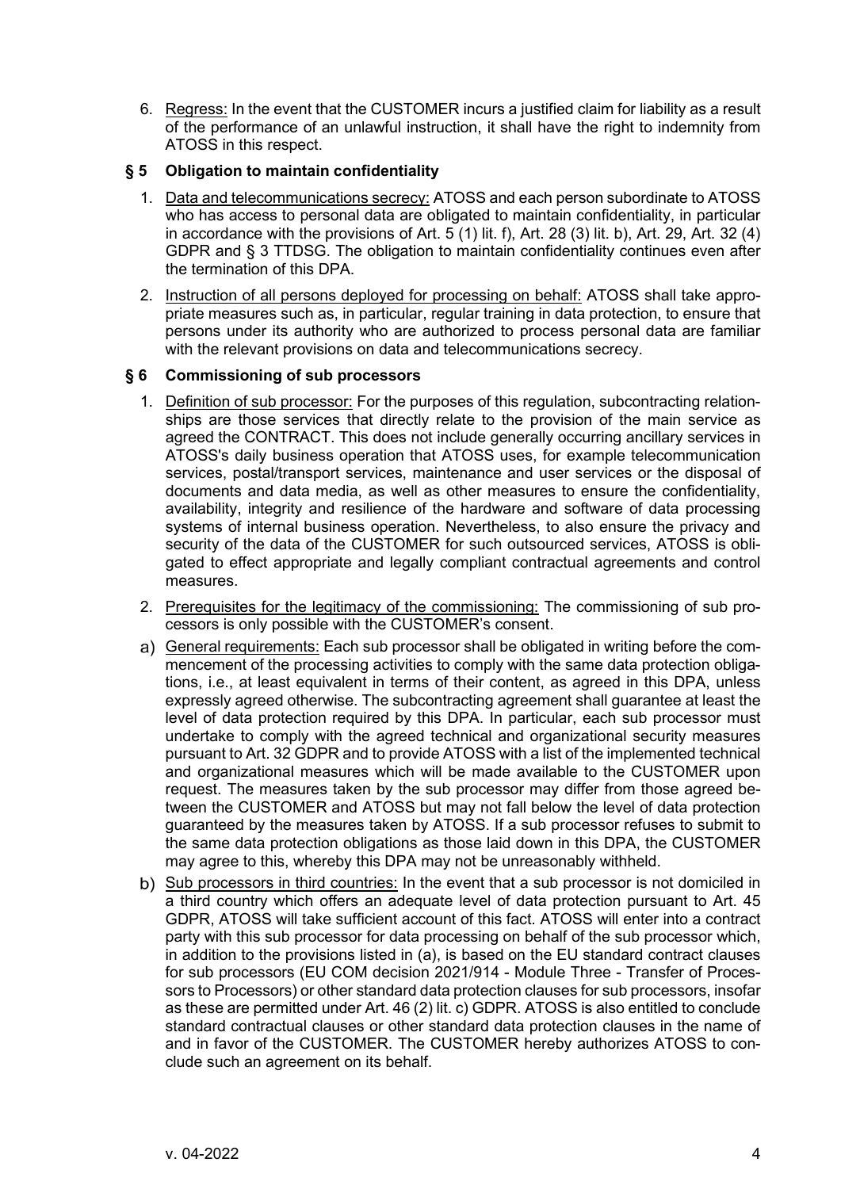6. Regress: In the event that the CUSTOMER incurs a justified claim for liability as a result of the performance of an unlawful instruction, it shall have the right to indemnity from ATOSS in this respect.

## § 5 Obligation to maintain confidentiality

1. Data and telecommunications secrecy: ATOSS and each person subordinate to ATOSS who has access to personal data are obligated to maintain confidentiality, in particular in accordance with the provisions of Art. 5 (1) lit. f), Art. 28 (3) lit. b), Art. 29, Art. 32 (4) GDPR and § 3 TTDSG. The obligation to maintain confidentiality continues even after the termination of this DPA.
2. Instruction of all persons deployed for processing on behalf: ATOSS shall take appropriate measures such as, in particular, regular training in data protection, to ensure that persons under its authority who are authorized to process personal data are familiar with the relevant provisions on data and telecommunications secrecy.

## § 6 Commissioning of sub processors

1. Definition of sub processor: For the purposes of this regulation, subcontracting relationships are those services that directly relate to the provision of the main service as agreed the CONTRACT. This does not include generally occurring ancillary services in ATOSS's daily business operation that ATOSS uses, for example telecommunication services, postal/transport services, maintenance and user services or the disposal of documents and data media, as well as other measures to ensure the confidentiality, availability, integrity and resilience of the hardware and software of data processing systems of internal business operation. Nevertheless, to also ensure the privacy and security of the data of the CUSTOMER for such outsourced services, ATOSS is obligated to effect appropriate and legally compliant contractual agreements and control measures.
2. Prerequisites for the legitimacy of the commissioning: The commissioning of sub processors is only possible with the CUSTOMER's consent.

a) General requirements: Each sub processor shall be obligated in writing before the commencement of the processing activities to comply with the same data protection obligations, i.e., at least equivalent in terms of their content, as agreed in this DPA, unless expressly agreed otherwise. The subcontracting agreement shall guarantee at least the level of data protection required by this DPA. In particular, each sub processor must undertake to comply with the agreed technical and organizational security measures pursuant to Art. 32 GDPR and to provide ATOSS with a list of the implemented technical and organizational measures which will be made available to the CUSTOMER upon request. The measures taken by the sub processor may differ from those agreed between the CUSTOMER and ATOSS but may not fall below the level of data protection guaranteed by the measures taken by ATOSS. If a sub processor refuses to submit to the same data protection obligations as those laid down in this DPA, the CUSTOMER may agree to this, whereby this DPA may not be unreasonably withheld.

b) Sub processors in third countries: In the event that a sub processor is not domiciled in a third country which offers an adequate level of data protection pursuant to Art. 45 GDPR, ATOSS will take sufficient account of this fact. ATOSS will enter into a contract party with this sub processor for data processing on behalf of the sub processor which, in addition to the provisions listed in (a), is based on the EU standard contract clauses for sub processors (EU COM decision 2021/914 - Module Three - Transfer of Processors to Processors) or other standard data protection clauses for sub processors, insofar as these are permitted under Art. 46 (2) lit. c) GDPR. ATOSS is also entitled to conclude standard contractual clauses or other standard data protection clauses in the name of and in favor of the CUSTOMER. The CUSTOMER hereby authorizes ATOSS to conclude such an agreement on its behalf.

v. 04-2022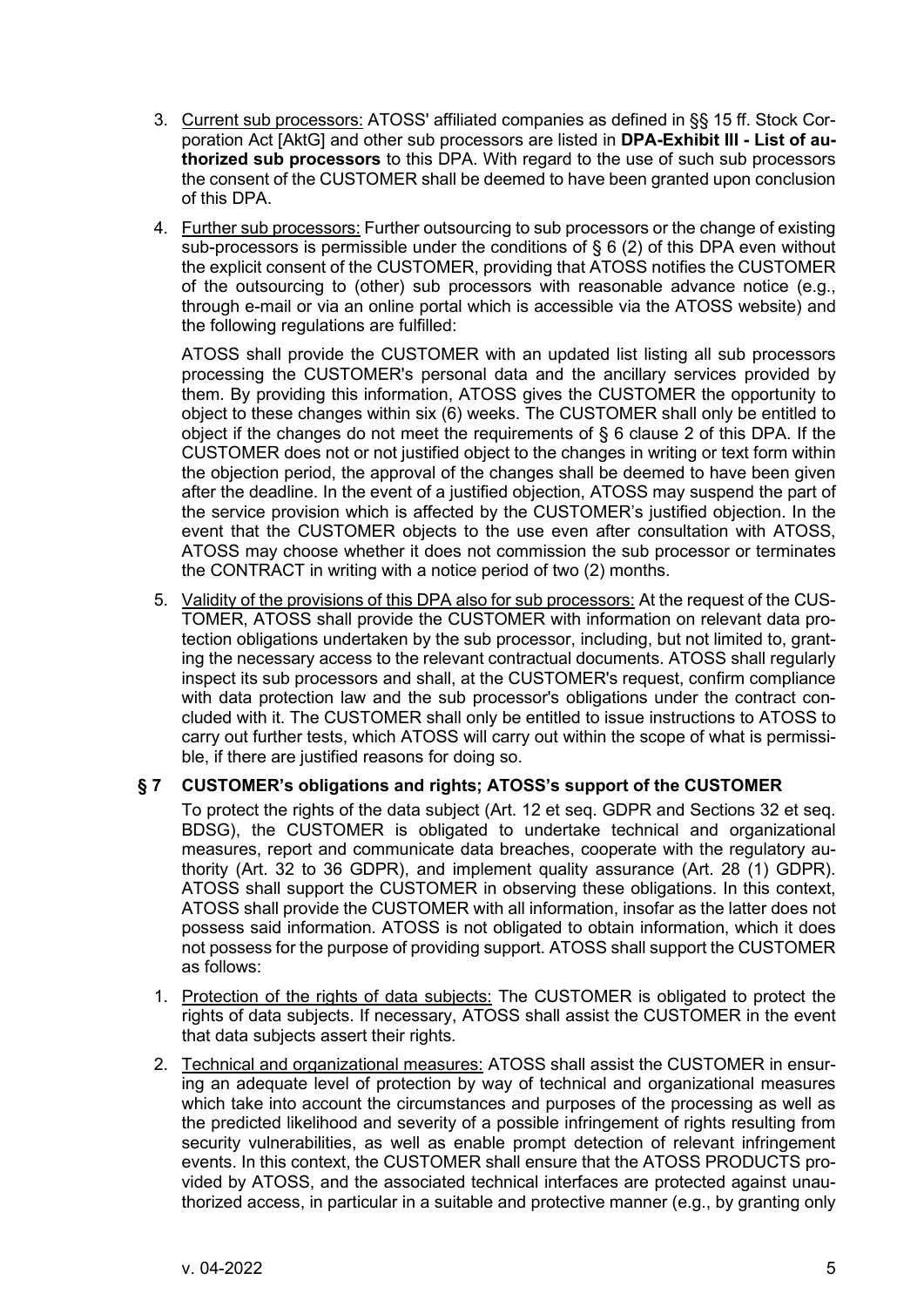3. Current sub processors: ATOSS' affiliated companies as defined in §§ 15 ff. Stock Corporation Act [AktG] and other sub processors are listed in **DPA-Exhibit III - List of authorized sub processors** to this DPA. With regard to the use of such sub processors the consent of the CUSTOMER shall be deemed to have been granted upon conclusion of this DPA.

4. Further sub processors: Further outsourcing to sub processors or the change of existing sub-processors is permissible under the conditions of § 6 (2) of this DPA even without the explicit consent of the CUSTOMER, providing that ATOSS notifies the CUSTOMER of the outsourcing to (other) sub processors with reasonable advance notice (e.g., through e-mail or via an online portal which is accessible via the ATOSS website) and the following regulations are fulfilled:

   ATOSS shall provide the CUSTOMER with an updated list listing all sub processors processing the CUSTOMER's personal data and the ancillary services provided by them. By providing this information, ATOSS gives the CUSTOMER the opportunity to object to these changes within six (6) weeks. The CUSTOMER shall only be entitled to object if the changes do not meet the requirements of § 6 clause 2 of this DPA. If the CUSTOMER does not or not justified object to the changes in writing or text form within the objection period, the approval of the changes shall be deemed to have been given after the deadline. In the event of a justified objection, ATOSS may suspend the part of the service provision which is affected by the CUSTOMER's justified objection. In the event that the CUSTOMER objects to the use even after consultation with ATOSS, ATOSS may choose whether it does not commission the sub processor or terminates the CONTRACT in writing with a notice period of two (2) months.

5. Validity of the provisions of this DPA also for sub processors: At the request of the CUSTOMER, ATOSS shall provide the CUSTOMER with information on relevant data protection obligations undertaken by the sub processor, including, but not limited to, granting the necessary access to the relevant contractual documents. ATOSS shall regularly inspect its sub processors and shall, at the CUSTOMER's request, confirm compliance with data protection law and the sub processor's obligations under the contract concluded with it. The CUSTOMER shall only be entitled to issue instructions to ATOSS to carry out further tests, which ATOSS will carry out within the scope of what is permissible, if there are justified reasons for doing so.

## § 7 CUSTOMER's obligations and rights; ATOSS's support of the CUSTOMER

To protect the rights of the data subject (Art. 12 et seq. GDPR and Sections 32 et seq. BDSG), the CUSTOMER is obligated to undertake technical and organizational measures, report and communicate data breaches, cooperate with the regulatory authority (Art. 32 to 36 GDPR), and implement quality assurance (Art. 28 (1) GDPR). ATOSS shall support the CUSTOMER in observing these obligations. In this context, ATOSS shall provide the CUSTOMER with all information, insofar as the latter does not possess said information. ATOSS is not obligated to obtain information, which it does not possess for the purpose of providing support. ATOSS shall support the CUSTOMER as follows:

1. Protection of the rights of data subjects: The CUSTOMER is obligated to protect the rights of data subjects. If necessary, ATOSS shall assist the CUSTOMER in the event that data subjects assert their rights.

2. Technical and organizational measures: ATOSS shall assist the CUSTOMER in ensuring an adequate level of protection by way of technical and organizational measures which take into account the circumstances and purposes of the processing as well as the predicted likelihood and severity of a possible infringement of rights resulting from security vulnerabilities, as well as enable prompt detection of relevant infringement events. In this context, the CUSTOMER shall ensure that the ATOSS PRODUCTS provided by ATOSS, and the associated technical interfaces are protected against unauthorized access, in particular in a suitable and protective manner (e.g., by granting only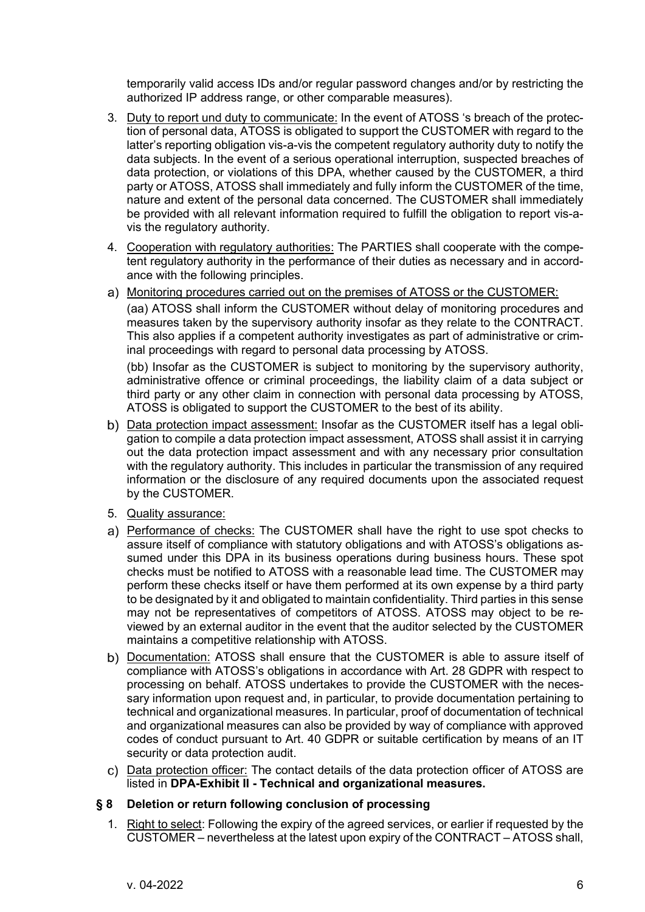temporarily valid access IDs and/or regular password changes and/or by restricting the authorized IP address range, or other comparable measures).

3. Duty to report und duty to communicate: In the event of ATOSS 's breach of the protection of personal data, ATOSS is obligated to support the CUSTOMER with regard to the latter's reporting obligation vis-a-vis the competent regulatory authority duty to notify the data subjects. In the event of a serious operational interruption, suspected breaches of data protection, or violations of this DPA, whether caused by the CUSTOMER, a third party or ATOSS, ATOSS shall immediately and fully inform the CUSTOMER of the time, nature and extent of the personal data concerned. The CUSTOMER shall immediately be provided with all relevant information required to fulfill the obligation to report vis-a-vis the regulatory authority.

4. Cooperation with regulatory authorities: The PARTIES shall cooperate with the competent regulatory authority in the performance of their duties as necessary and in accordance with the following principles.

a) Monitoring procedures carried out on the premises of ATOSS or the CUSTOMER:

(aa) ATOSS shall inform the CUSTOMER without delay of monitoring procedures and measures taken by the supervisory authority insofar as they relate to the CONTRACT. This also applies if a competent authority investigates as part of administrative or criminal proceedings with regard to personal data processing by ATOSS.

(bb) Insofar as the CUSTOMER is subject to monitoring by the supervisory authority, administrative offence or criminal proceedings, the liability claim of a data subject or third party or any other claim in connection with personal data processing by ATOSS, ATOSS is obligated to support the CUSTOMER to the best of its ability.

b) Data protection impact assessment: Insofar as the CUSTOMER itself has a legal obligation to compile a data protection impact assessment, ATOSS shall assist it in carrying out the data protection impact assessment and with any necessary prior consultation with the regulatory authority. This includes in particular the transmission of any required information or the disclosure of any required documents upon the associated request by the CUSTOMER.

5. Quality assurance:

a) Performance of checks: The CUSTOMER shall have the right to use spot checks to assure itself of compliance with statutory obligations and with ATOSS's obligations assumed under this DPA in its business operations during business hours. These spot checks must be notified to ATOSS with a reasonable lead time. The CUSTOMER may perform these checks itself or have them performed at its own expense by a third party to be designated by it and obligated to maintain confidentiality. Third parties in this sense may not be representatives of competitors of ATOSS. ATOSS may object to be reviewed by an external auditor in the event that the auditor selected by the CUSTOMER maintains a competitive relationship with ATOSS.

b) Documentation: ATOSS shall ensure that the CUSTOMER is able to assure itself of compliance with ATOSS's obligations in accordance with Art. 28 GDPR with respect to processing on behalf. ATOSS undertakes to provide the CUSTOMER with the necessary information upon request and, in particular, to provide documentation pertaining to technical and organizational measures. In particular, proof of documentation of technical and organizational measures can also be provided by way of compliance with approved codes of conduct pursuant to Art. 40 GDPR or suitable certification by means of an IT security or data protection audit.

c) Data protection officer: The contact details of the data protection officer of ATOSS are listed in **DPA-Exhibit II - Technical and organizational measures.**

## § 8 Deletion or return following conclusion of processing

1. Right to select: Following the expiry of the agreed services, or earlier if requested by the CUSTOMER – nevertheless at the latest upon expiry of the CONTRACT – ATOSS shall,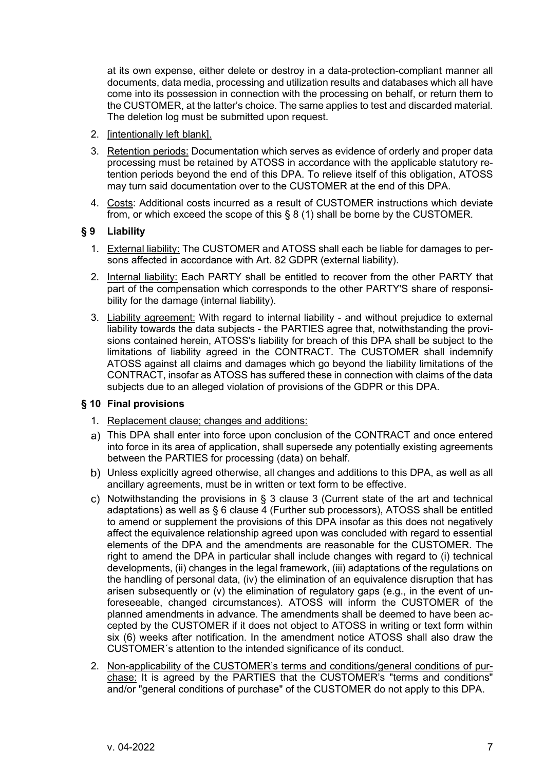at its own expense, either delete or destroy in a data-protection-compliant manner all documents, data media, processing and utilization results and databases which all have come into its possession in connection with the processing on behalf, or return them to the CUSTOMER, at the latter's choice. The same applies to test and discarded material. The deletion log must be submitted upon request.

2. [intentionally left blank].

3. Retention periods: Documentation which serves as evidence of orderly and proper data processing must be retained by ATOSS in accordance with the applicable statutory retention periods beyond the end of this DPA. To relieve itself of this obligation, ATOSS may turn said documentation over to the CUSTOMER at the end of this DPA.

4. Costs: Additional costs incurred as a result of CUSTOMER instructions which deviate from, or which exceed the scope of this § 8 (1) shall be borne by the CUSTOMER.

## § 9 Liability

1. External liability: The CUSTOMER and ATOSS shall each be liable for damages to persons affected in accordance with Art. 82 GDPR (external liability).

2. Internal liability: Each PARTY shall be entitled to recover from the other PARTY that part of the compensation which corresponds to the other PARTY'S share of responsibility for the damage (internal liability).

3. Liability agreement: With regard to internal liability - and without prejudice to external liability towards the data subjects - the PARTIES agree that, notwithstanding the provisions contained herein, ATOSS's liability for breach of this DPA shall be subject to the limitations of liability agreed in the CONTRACT. The CUSTOMER shall indemnify ATOSS against all claims and damages which go beyond the liability limitations of the CONTRACT, insofar as ATOSS has suffered these in connection with claims of the data subjects due to an alleged violation of provisions of the GDPR or this DPA.

## § 10 Final provisions

1. Replacement clause; changes and additions:

   a) This DPA shall enter into force upon conclusion of the CONTRACT and once entered into force in its area of application, shall supersede any potentially existing agreements between the PARTIES for processing (data) on behalf.

   b) Unless explicitly agreed otherwise, all changes and additions to this DPA, as well as all ancillary agreements, must be in written or text form to be effective.

   c) Notwithstanding the provisions in § 3 clause 3 (Current state of the art and technical adaptations) as well as § 6 clause 4 (Further sub processors), ATOSS shall be entitled to amend or supplement the provisions of this DPA insofar as this does not negatively affect the equivalence relationship agreed upon was concluded with regard to essential elements of the DPA and the amendments are reasonable for the CUSTOMER. The right to amend the DPA in particular shall include changes with regard to (i) technical developments, (ii) changes in the legal framework, (iii) adaptations of the regulations on the handling of personal data, (iv) the elimination of an equivalence disruption that has arisen subsequently or (v) the elimination of regulatory gaps (e.g., in the event of unforeseeable, changed circumstances). ATOSS will inform the CUSTOMER of the planned amendments in advance. The amendments shall be deemed to have been accepted by the CUSTOMER if it does not object to ATOSS in writing or text form within six (6) weeks after notification. In the amendment notice ATOSS shall also draw the CUSTOMER´s attention to the intended significance of its conduct.

2. Non-applicability of the CUSTOMER's terms and conditions/general conditions of purchase: It is agreed by the PARTIES that the CUSTOMER's "terms and conditions" and/or "general conditions of purchase" of the CUSTOMER do not apply to this DPA.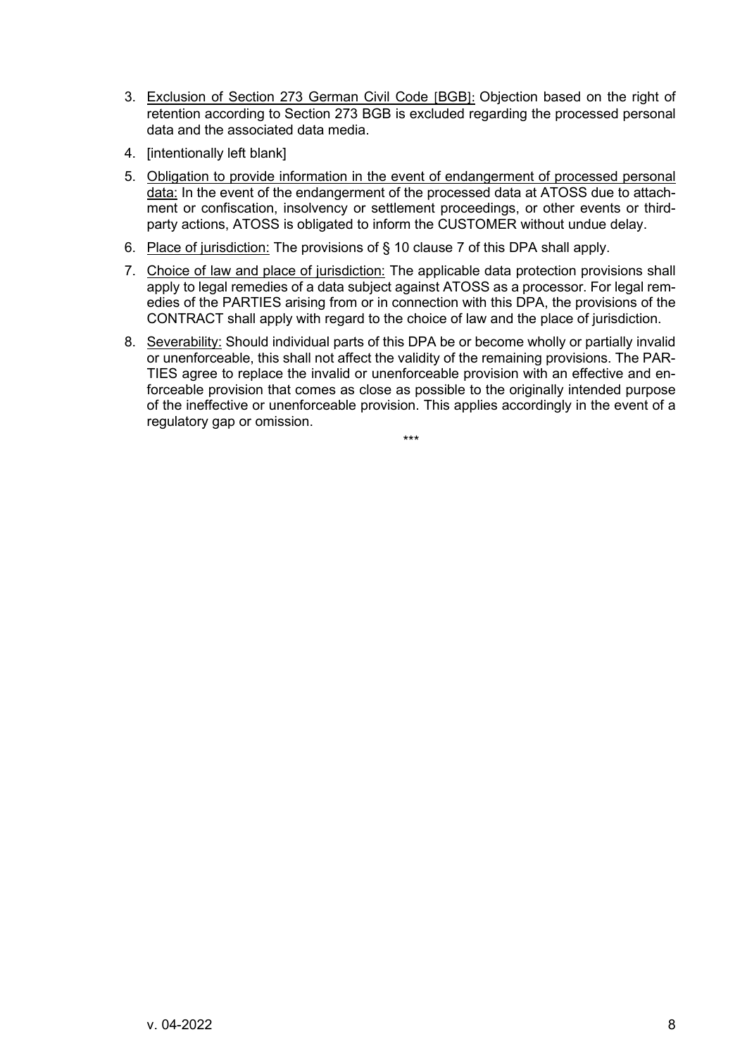3. Exclusion of Section 273 German Civil Code [BGB]: Objection based on the right of retention according to Section 273 BGB is excluded regarding the processed personal data and the associated data media.
4. [intentionally left blank]
5. Obligation to provide information in the event of endangerment of processed personal data: In the event of the endangerment of the processed data at ATOSS due to attachment or confiscation, insolvency or settlement proceedings, or other events or third-party actions, ATOSS is obligated to inform the CUSTOMER without undue delay.
6. Place of jurisdiction: The provisions of § 10 clause 7 of this DPA shall apply.
7. Choice of law and place of jurisdiction: The applicable data protection provisions shall apply to legal remedies of a data subject against ATOSS as a processor. For legal remedies of the PARTIES arising from or in connection with this DPA, the provisions of the CONTRACT shall apply with regard to the choice of law and the place of jurisdiction.
8. Severability: Should individual parts of this DPA be or become wholly or partially invalid or unenforceable, this shall not affect the validity of the remaining provisions. The PARTIES agree to replace the invalid or unenforceable provision with an effective and enforceable provision that comes as close as possible to the originally intended purpose of the ineffective or unenforceable provision. This applies accordingly in the event of a regulatory gap or omission.

***

v. 04-2022